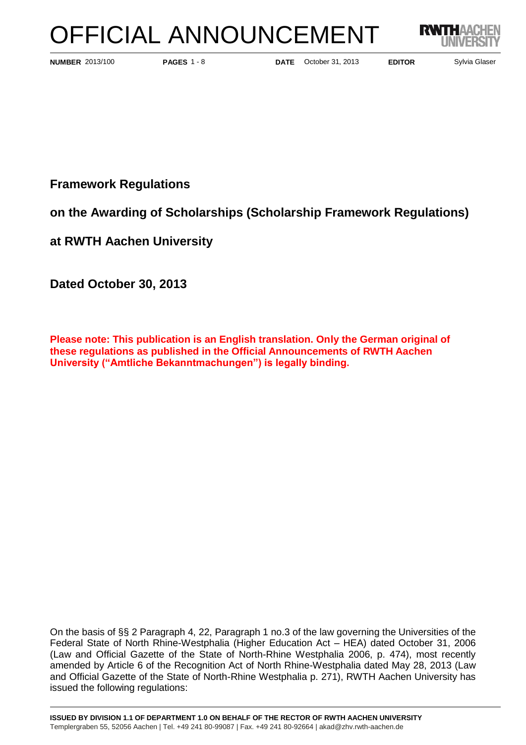# OFFICIAL ANNOUNCEMENT

**NUMBER** 2013/100 **PAGES** 1 - 8 **DATE** October 31, 2013 **EDITOR** Sylvia Glaser

## Framework Regulations

## on the Awarding of Scholarships (Scholarship Framework Regulations)

## at RWTH Aachen University

## Dated October 30, 2013

**Please note: This publication is an English translation. Only the German original of these regulations as published in the Official Announcements of RWTH Aachen University ("Amtliche Bekanntmachungen") is legally binding.**

On the basis of §§ 2 Paragraph 4, 22, Paragraph 1 no.3 of the law governing the Universities of the Federal State of North Rhine-Westphalia (Higher Education Act – HEA) dated October 31, 2006 (Law and Official Gazette of the State of North-Rhine Westphalia 2006, p. 474), most recently amended by Article 6 of the Recognition Act of North Rhine-Westphalia dated May 28, 2013 (Law and Official Gazette of the State of North-Rhine Westphalia p. 271), RWTH Aachen University has issued the following regulations:

**ISSUED BY DIVISION 1.1 OF DEPARTMENT 1.0 ON BEHALF OF THE RECTOR OF RWTH AACHEN UNIVERSITY**
Templergraben 55, 52056 Aachen | Tel. +49 241 80-99087 | Fax. +49 241 80-92664 | akad@zhv.rwth-aachen.de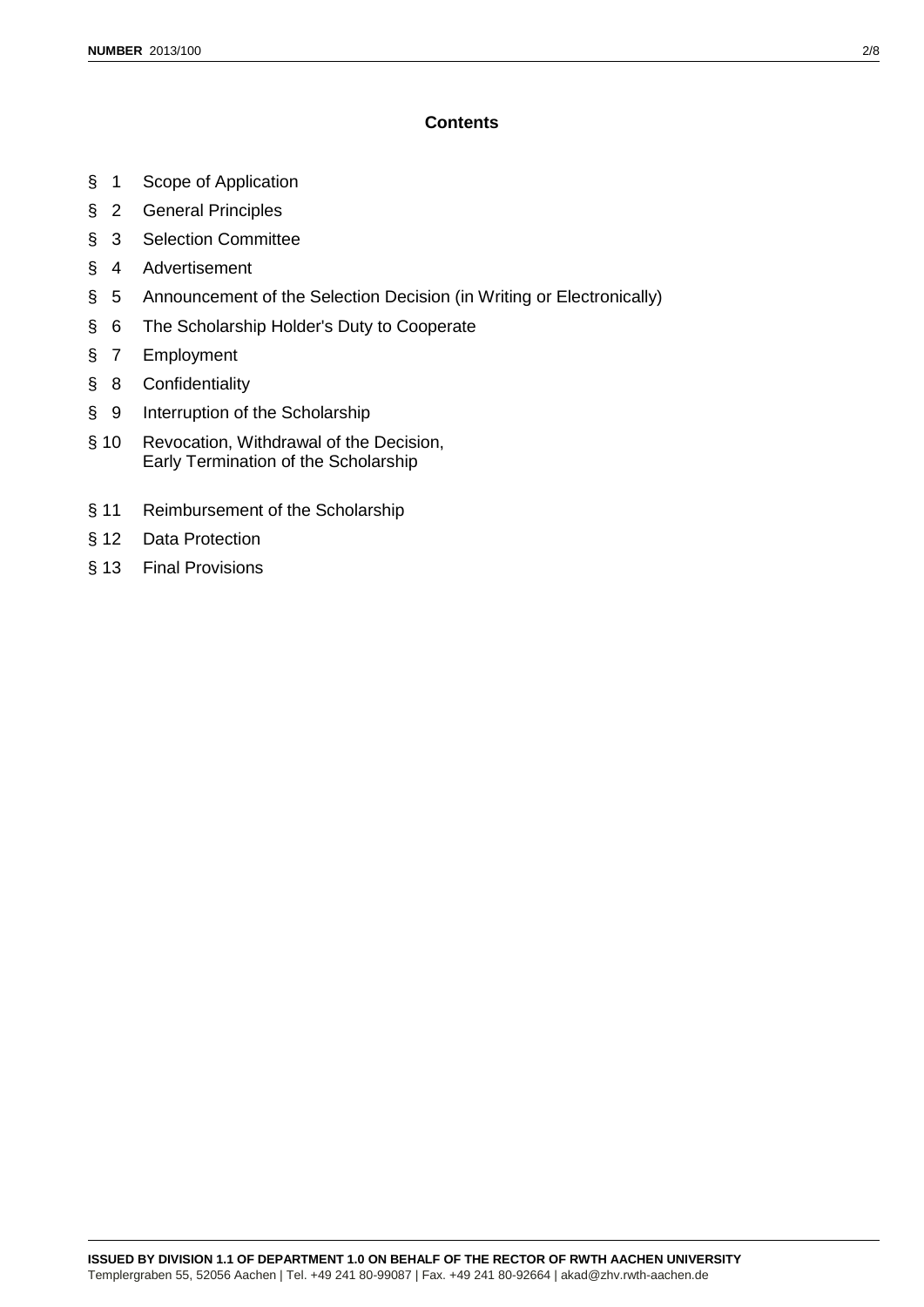## Contents

§ 1 Scope of Application

§ 2 General Principles

§ 3 Selection Committee

§ 4 Advertisement

§ 5 Announcement of the Selection Decision (in Writing or Electronically)

§ 6 The Scholarship Holder's Duty to Cooperate

§ 7 Employment

§ 8 Confidentiality

§ 9 Interruption of the Scholarship

§ 10 Revocation, Withdrawal of the Decision, Early Termination of the Scholarship

§ 11 Reimbursement of the Scholarship

§ 12 Data Protection

§ 13 Final Provisions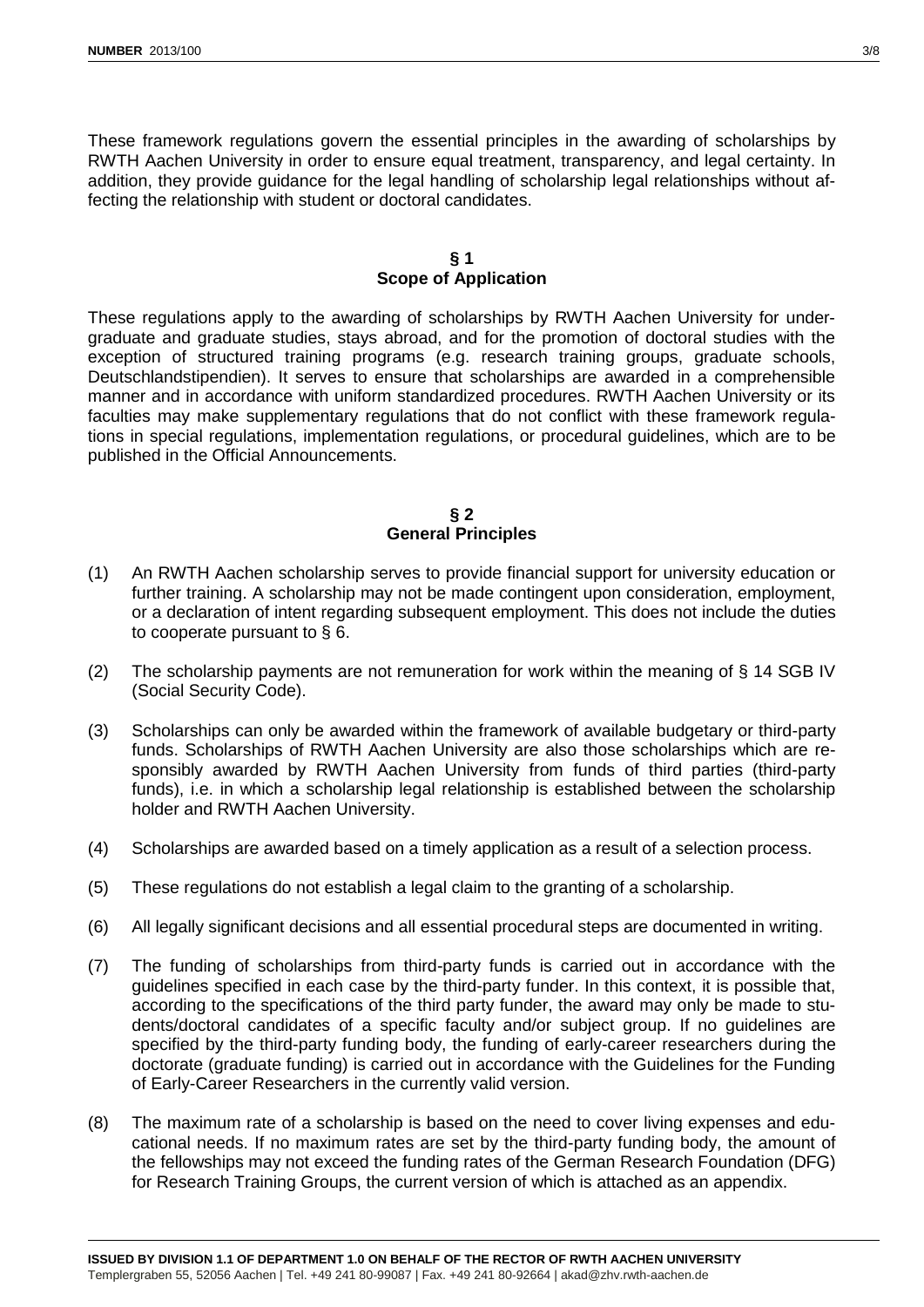These framework regulations govern the essential principles in the awarding of scholarships by RWTH Aachen University in order to ensure equal treatment, transparency, and legal certainty. In addition, they provide guidance for the legal handling of scholarship legal relationships without affecting the relationship with student or doctoral candidates.

## § 1
## Scope of Application

These regulations apply to the awarding of scholarships by RWTH Aachen University for undergraduate and graduate studies, stays abroad, and for the promotion of doctoral studies with the exception of structured training programs (e.g. research training groups, graduate schools, Deutschlandstipendien). It serves to ensure that scholarships are awarded in a comprehensible manner and in accordance with uniform standardized procedures. RWTH Aachen University or its faculties may make supplementary regulations that do not conflict with these framework regulations in special regulations, implementation regulations, or procedural guidelines, which are to be published in the Official Announcements.

## § 2
## General Principles

(1) An RWTH Aachen scholarship serves to provide financial support for university education or further training. A scholarship may not be made contingent upon consideration, employment, or a declaration of intent regarding subsequent employment. This does not include the duties to cooperate pursuant to § 6.

(2) The scholarship payments are not remuneration for work within the meaning of § 14 SGB IV (Social Security Code).

(3) Scholarships can only be awarded within the framework of available budgetary or third-party funds. Scholarships of RWTH Aachen University are also those scholarships which are responsibly awarded by RWTH Aachen University from funds of third parties (third-party funds), i.e. in which a scholarship legal relationship is established between the scholarship holder and RWTH Aachen University.

(4) Scholarships are awarded based on a timely application as a result of a selection process.

(5) These regulations do not establish a legal claim to the granting of a scholarship.

(6) All legally significant decisions and all essential procedural steps are documented in writing.

(7) The funding of scholarships from third-party funds is carried out in accordance with the guidelines specified in each case by the third-party funder. In this context, it is possible that, according to the specifications of the third party funder, the award may only be made to students/doctoral candidates of a specific faculty and/or subject group. If no guidelines are specified by the third-party funding body, the funding of early-career researchers during the doctorate (graduate funding) is carried out in accordance with the Guidelines for the Funding of Early-Career Researchers in the currently valid version.

(8) The maximum rate of a scholarship is based on the need to cover living expenses and educational needs. If no maximum rates are set by the third-party funding body, the amount of the fellowships may not exceed the funding rates of the German Research Foundation (DFG) for Research Training Groups, the current version of which is attached as an appendix.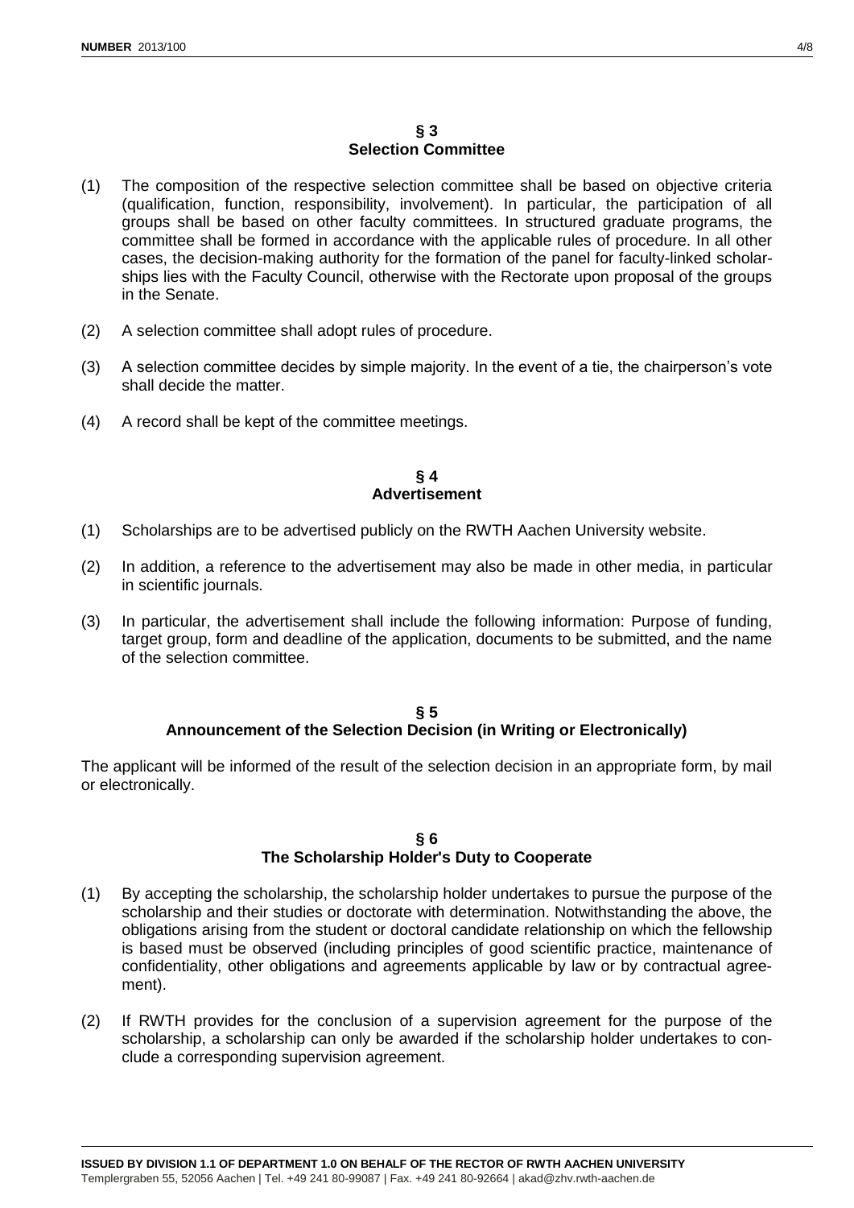## § 3
## Selection Committee

(1) The composition of the respective selection committee shall be based on objective criteria (qualification, function, responsibility, involvement). In particular, the participation of all groups shall be based on other faculty committees. In structured graduate programs, the committee shall be formed in accordance with the applicable rules of procedure. In all other cases, the decision-making authority for the formation of the panel for faculty-linked scholarships lies with the Faculty Council, otherwise with the Rectorate upon proposal of the groups in the Senate.

(2) A selection committee shall adopt rules of procedure.

(3) A selection committee decides by simple majority. In the event of a tie, the chairperson's vote shall decide the matter.

(4) A record shall be kept of the committee meetings.

## § 4
## Advertisement

(1) Scholarships are to be advertised publicly on the RWTH Aachen University website.

(2) In addition, a reference to the advertisement may also be made in other media, in particular in scientific journals.

(3) In particular, the advertisement shall include the following information: Purpose of funding, target group, form and deadline of the application, documents to be submitted, and the name of the selection committee.

## § 5
## Announcement of the Selection Decision (in Writing or Electronically)

The applicant will be informed of the result of the selection decision in an appropriate form, by mail or electronically.

## § 6
## The Scholarship Holder's Duty to Cooperate

(1) By accepting the scholarship, the scholarship holder undertakes to pursue the purpose of the scholarship and their studies or doctorate with determination. Notwithstanding the above, the obligations arising from the student or doctoral candidate relationship on which the fellowship is based must be observed (including principles of good scientific practice, maintenance of confidentiality, other obligations and agreements applicable by law or by contractual agreement).

(2) If RWTH provides for the conclusion of a supervision agreement for the purpose of the scholarship, a scholarship can only be awarded if the scholarship holder undertakes to conclude a corresponding supervision agreement.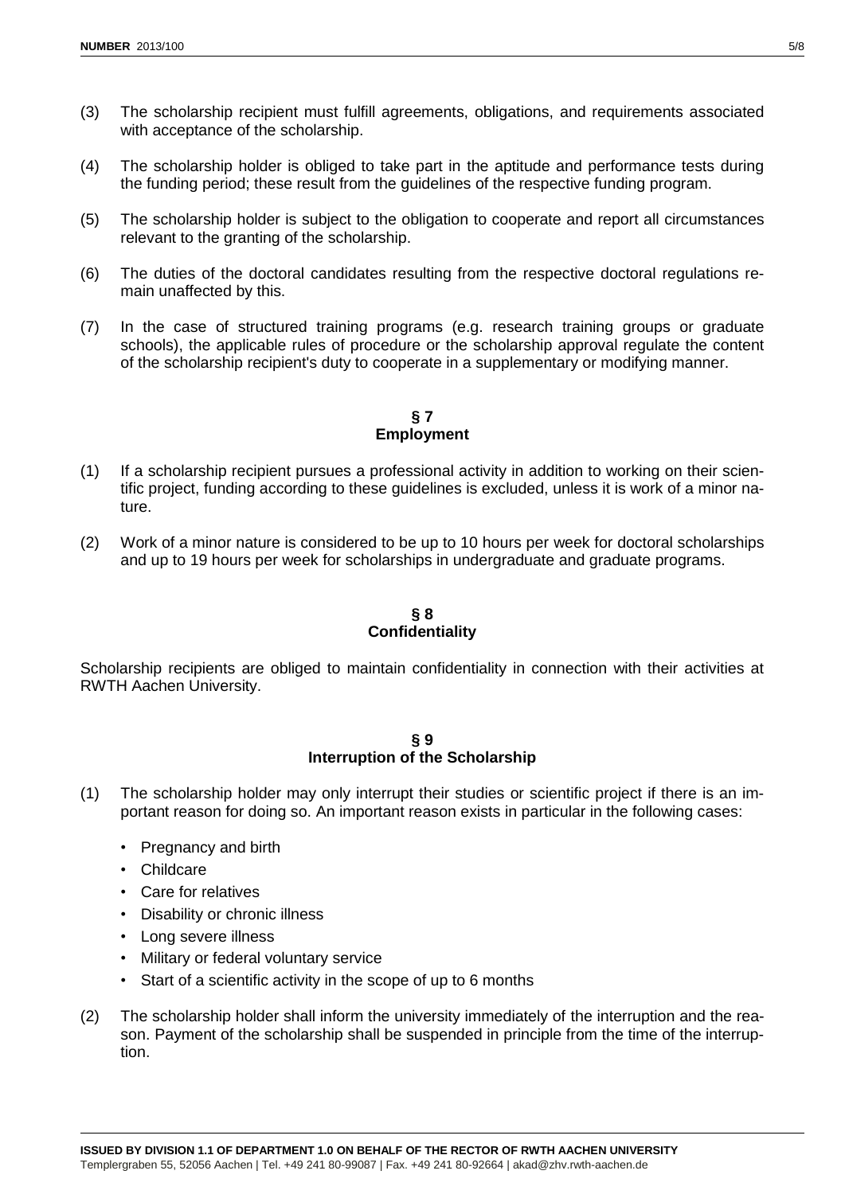(3) The scholarship recipient must fulfill agreements, obligations, and requirements associated with acceptance of the scholarship.

(4) The scholarship holder is obliged to take part in the aptitude and performance tests during the funding period; these result from the guidelines of the respective funding program.

(5) The scholarship holder is subject to the obligation to cooperate and report all circumstances relevant to the granting of the scholarship.

(6) The duties of the doctoral candidates resulting from the respective doctoral regulations remain unaffected by this.

(7) In the case of structured training programs (e.g. research training groups or graduate schools), the applicable rules of procedure or the scholarship approval regulate the content of the scholarship recipient's duty to cooperate in a supplementary or modifying manner.

## § 7
## Employment

(1) If a scholarship recipient pursues a professional activity in addition to working on their scientific project, funding according to these guidelines is excluded, unless it is work of a minor nature.

(2) Work of a minor nature is considered to be up to 10 hours per week for doctoral scholarships and up to 19 hours per week for scholarships in undergraduate and graduate programs.

## § 8
## Confidentiality

Scholarship recipients are obliged to maintain confidentiality in connection with their activities at RWTH Aachen University.

## § 9
## Interruption of the Scholarship

(1) The scholarship holder may only interrupt their studies or scientific project if there is an important reason for doing so. An important reason exists in particular in the following cases:

- Pregnancy and birth
- Childcare
- Care for relatives
- Disability or chronic illness
- Long severe illness
- Military or federal voluntary service
- Start of a scientific activity in the scope of up to 6 months

(2) The scholarship holder shall inform the university immediately of the interruption and the reason. Payment of the scholarship shall be suspended in principle from the time of the interruption.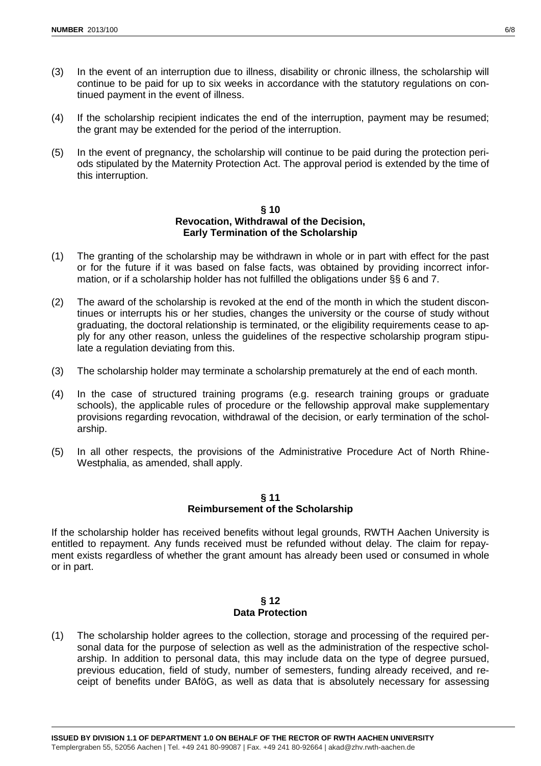(3) In the event of an interruption due to illness, disability or chronic illness, the scholarship will continue to be paid for up to six weeks in accordance with the statutory regulations on continued payment in the event of illness.

(4) If the scholarship recipient indicates the end of the interruption, payment may be resumed; the grant may be extended for the period of the interruption.

(5) In the event of pregnancy, the scholarship will continue to be paid during the protection periods stipulated by the Maternity Protection Act. The approval period is extended by the time of this interruption.

## § 10
## Revocation, Withdrawal of the Decision, Early Termination of the Scholarship

(1) The granting of the scholarship may be withdrawn in whole or in part with effect for the past or for the future if it was based on false facts, was obtained by providing incorrect information, or if a scholarship holder has not fulfilled the obligations under §§ 6 and 7.

(2) The award of the scholarship is revoked at the end of the month in which the student discontinues or interrupts his or her studies, changes the university or the course of study without graduating, the doctoral relationship is terminated, or the eligibility requirements cease to apply for any other reason, unless the guidelines of the respective scholarship program stipulate a regulation deviating from this.

(3) The scholarship holder may terminate a scholarship prematurely at the end of each month.

(4) In the case of structured training programs (e.g. research training groups or graduate schools), the applicable rules of procedure or the fellowship approval make supplementary provisions regarding revocation, withdrawal of the decision, or early termination of the scholarship.

(5) In all other respects, the provisions of the Administrative Procedure Act of North Rhine-Westphalia, as amended, shall apply.

## § 11
## Reimbursement of the Scholarship

If the scholarship holder has received benefits without legal grounds, RWTH Aachen University is entitled to repayment. Any funds received must be refunded without delay. The claim for repayment exists regardless of whether the grant amount has already been used or consumed in whole or in part.

## § 12
## Data Protection

(1) The scholarship holder agrees to the collection, storage and processing of the required personal data for the purpose of selection as well as the administration of the respective scholarship. In addition to personal data, this may include data on the type of degree pursued, previous education, field of study, number of semesters, funding already received, and receipt of benefits under BAföG, as well as data that is absolutely necessary for assessing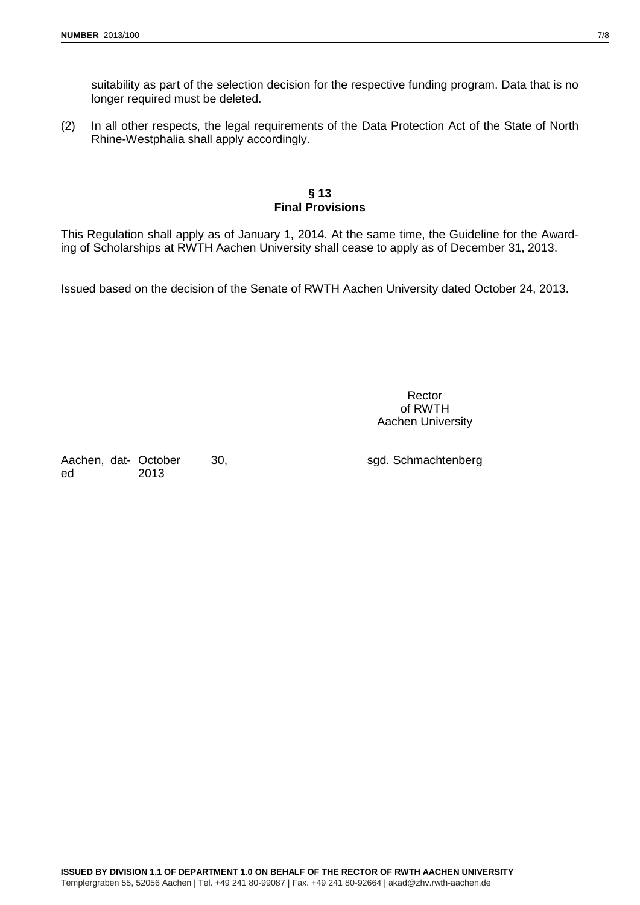suitability as part of the selection decision for the respective funding program. Data that is no longer required must be deleted.

(2) In all other respects, the legal requirements of the Data Protection Act of the State of North Rhine-Westphalia shall apply accordingly.

## § 13
## Final Provisions

This Regulation shall apply as of January 1, 2014. At the same time, the Guideline for the Awarding of Scholarships at RWTH Aachen University shall cease to apply as of December 31, 2013.

Issued based on the decision of the Senate of RWTH Aachen University dated October 24, 2013.

Rector
of RWTH
Aachen University

Aachen, dated October 30, 2013

sgd. Schmachtenberg

**ISSUED BY DIVISION 1.1 OF DEPARTMENT 1.0 ON BEHALF OF THE RECTOR OF RWTH AACHEN UNIVERSITY**
Templergraben 55, 52056 Aachen | Tel. +49 241 80-99087 | Fax. +49 241 80-92664 | akad@zhv.rwth-aachen.de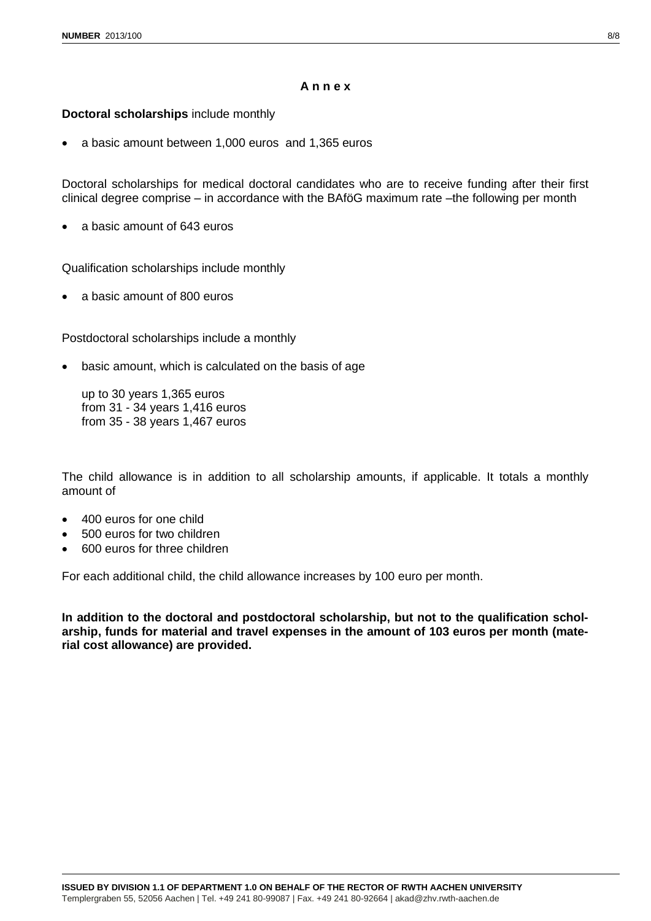## Annex

**Doctoral scholarships** include monthly

- a basic amount between 1,000 euros  and 1,365 euros

Doctoral scholarships for medical doctoral candidates who are to receive funding after their first clinical degree comprise – in accordance with the BAföG maximum rate –the following per month

- a basic amount of 643 euros

Qualification scholarships include monthly

- a basic amount of 800 euros

Postdoctoral scholarships include a monthly

- basic amount, which is calculated on the basis of age

  up to 30 years 1,365 euros
  from 31 - 34 years 1,416 euros
  from 35 - 38 years 1,467 euros

The child allowance is in addition to all scholarship amounts, if applicable. It totals a monthly amount of

- 400 euros for one child
- 500 euros for two children
- 600 euros for three children

For each additional child, the child allowance increases by 100 euro per month.

**In addition to the doctoral and postdoctoral scholarship, but not to the qualification scholarship, funds for material and travel expenses in the amount of 103 euros per month (material cost allowance) are provided.**